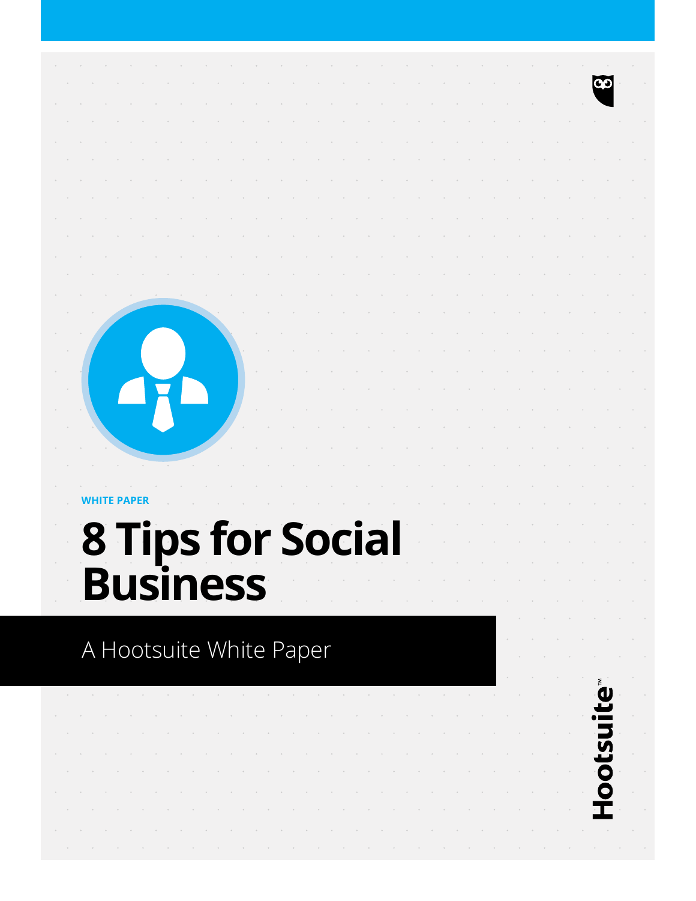WHITE PAPER

# 8 Tips for Social Business

A Hootsuite White Paper

Hootsuite™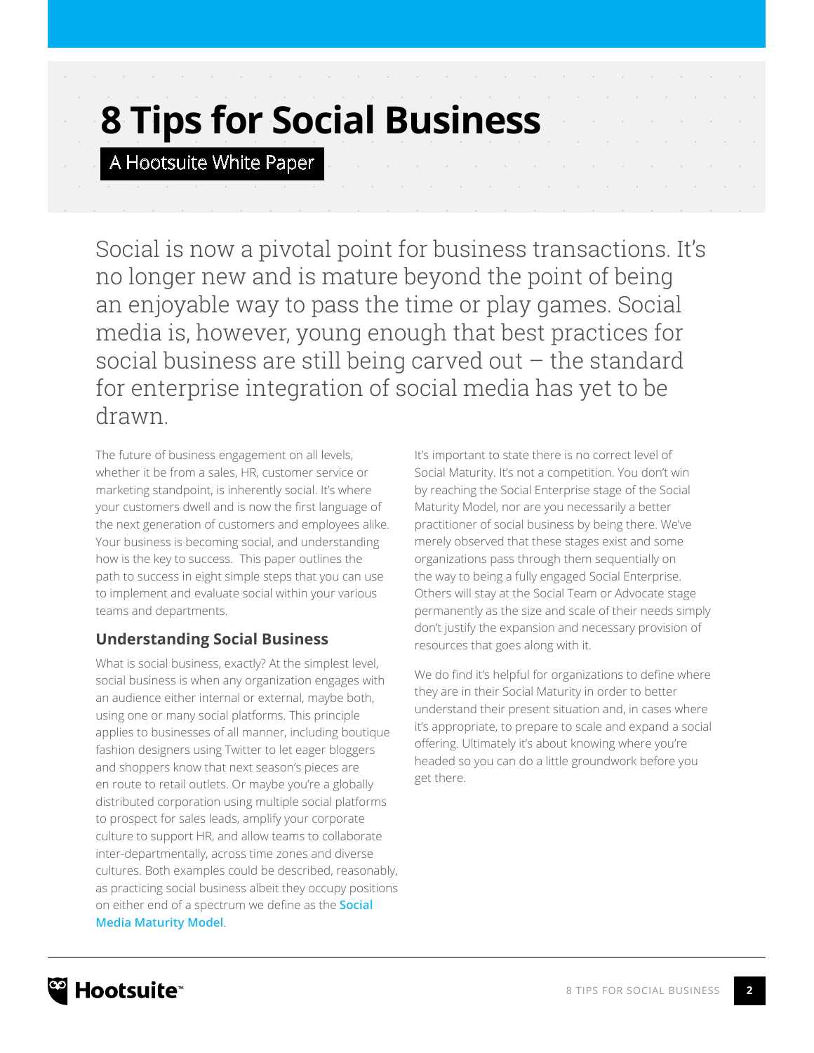# 8 Tips for Social Business

A Hootsuite White Paper

Social is now a pivotal point for business transactions. It's no longer new and is mature beyond the point of being an enjoyable way to pass the time or play games. Social media is, however, young enough that best practices for social business are still being carved out – the standard for enterprise integration of social media has yet to be drawn.

The future of business engagement on all levels, whether it be from a sales, HR, customer service or marketing standpoint, is inherently social. It's where your customers dwell and is now the first language of the next generation of customers and employees alike. Your business is becoming social, and understanding how is the key to success. This paper outlines the path to success in eight simple steps that you can use to implement and evaluate social within your various teams and departments.

## Understanding Social Business

What is social business, exactly? At the simplest level, social business is when any organization engages with an audience either internal or external, maybe both, using one or many social platforms. This principle applies to businesses of all manner, including boutique fashion designers using Twitter to let eager bloggers and shoppers know that next season's pieces are en route to retail outlets. Or maybe you're a globally distributed corporation using multiple social platforms to prospect for sales leads, amplify your corporate culture to support HR, and allow teams to collaborate inter-departmentally, across time zones and diverse cultures. Both examples could be described, reasonably, as practicing social business albeit they occupy positions on either end of a spectrum we define as the **Social Media Maturity Model**.

It's important to state there is no correct level of Social Maturity. It's not a competition. You don't win by reaching the Social Enterprise stage of the Social Maturity Model, nor are you necessarily a better practitioner of social business by being there. We've merely observed that these stages exist and some organizations pass through them sequentially on the way to being a fully engaged Social Enterprise. Others will stay at the Social Team or Advocate stage permanently as the size and scale of their needs simply don't justify the expansion and necessary provision of resources that goes along with it.

We do find it's helpful for organizations to define where they are in their Social Maturity in order to better understand their present situation and, in cases where it's appropriate, to prepare to scale and expand a social offering. Ultimately it's about knowing where you're headed so you can do a little groundwork before you get there.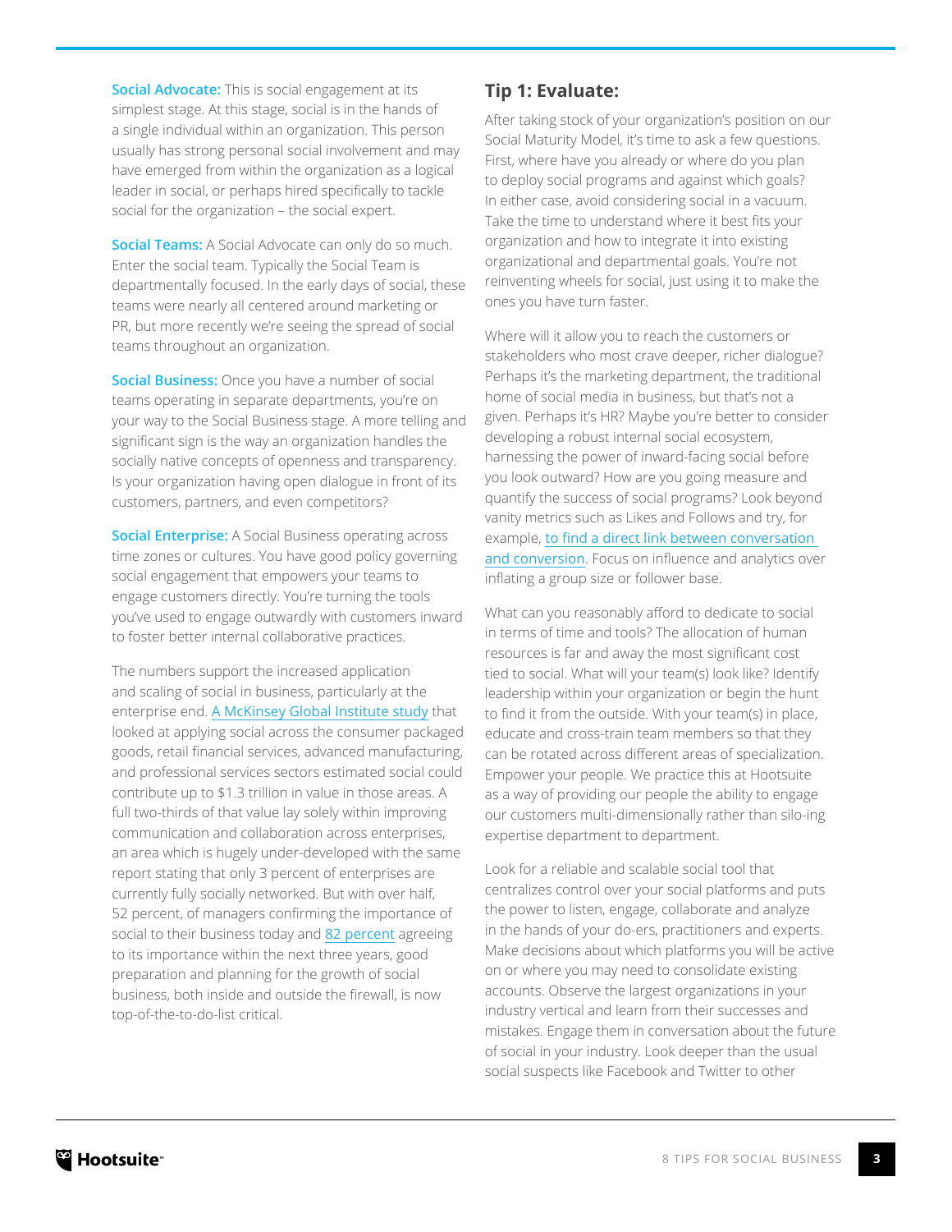**Social Advocate:** This is social engagement at its simplest stage. At this stage, social is in the hands of a single individual within an organization. This person usually has strong personal social involvement and may have emerged from within the organization as a logical leader in social, or perhaps hired specifically to tackle social for the organization – the social expert.

**Social Teams:** A Social Advocate can only do so much. Enter the social team. Typically the Social Team is departmentally focused. In the early days of social, these teams were nearly all centered around marketing or PR, but more recently we're seeing the spread of social teams throughout an organization.

**Social Business:** Once you have a number of social teams operating in separate departments, you're on your way to the Social Business stage. A more telling and significant sign is the way an organization handles the socially native concepts of openness and transparency. Is your organization having open dialogue in front of its customers, partners, and even competitors?

**Social Enterprise:** A Social Business operating across time zones or cultures. You have good policy governing social engagement that empowers your teams to engage customers directly. You're turning the tools you've used to engage outwardly with customers inward to foster better internal collaborative practices.

The numbers support the increased application and scaling of social in business, particularly at the enterprise end. A McKinsey Global Institute study that looked at applying social across the consumer packaged goods, retail financial services, advanced manufacturing, and professional services sectors estimated social could contribute up to $1.3 trillion in value in those areas. A full two-thirds of that value lay solely within improving communication and collaboration across enterprises, an area which is hugely under-developed with the same report stating that only 3 percent of enterprises are currently fully socially networked. But with over half, 52 percent, of managers confirming the importance of social to their business today and 82 percent agreeing to its importance within the next three years, good preparation and planning for the growth of social business, both inside and outside the firewall, is now top-of-the-to-do-list critical.

## Tip 1: Evaluate:

After taking stock of your organization's position on our Social Maturity Model, it's time to ask a few questions. First, where have you already or where do you plan to deploy social programs and against which goals? In either case, avoid considering social in a vacuum. Take the time to understand where it best fits your organization and how to integrate it into existing organizational and departmental goals. You're not reinventing wheels for social, just using it to make the ones you have turn faster.

Where will it allow you to reach the customers or stakeholders who most crave deeper, richer dialogue? Perhaps it's the marketing department, the traditional home of social media in business, but that's not a given. Perhaps it's HR? Maybe you're better to consider developing a robust internal social ecosystem, harnessing the power of inward-facing social before you look outward? How are you going measure and quantify the success of social programs? Look beyond vanity metrics such as Likes and Follows and try, for example, to find a direct link between conversation and conversion. Focus on influence and analytics over inflating a group size or follower base.

What can you reasonably afford to dedicate to social in terms of time and tools? The allocation of human resources is far and away the most significant cost tied to social. What will your team(s) look like? Identify leadership within your organization or begin the hunt to find it from the outside. With your team(s) in place, educate and cross-train team members so that they can be rotated across different areas of specialization. Empower your people. We practice this at Hootsuite as a way of providing our people the ability to engage our customers multi-dimensionally rather than silo-ing expertise department to department.

Look for a reliable and scalable social tool that centralizes control over your social platforms and puts the power to listen, engage, collaborate and analyze in the hands of your do-ers, practitioners and experts. Make decisions about which platforms you will be active on or where you may need to consolidate existing accounts. Observe the largest organizations in your industry vertical and learn from their successes and mistakes. Engage them in conversation about the future of social in your industry. Look deeper than the usual social suspects like Facebook and Twitter to other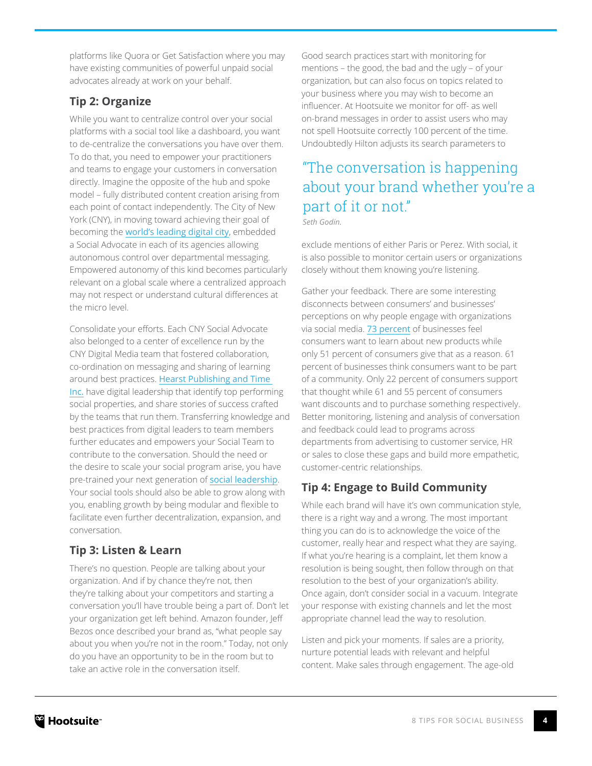platforms like Quora or Get Satisfaction where you may have existing communities of powerful unpaid social advocates already at work on your behalf.

## Tip 2: Organize

While you want to centralize control over your social platforms with a social tool like a dashboard, you want to de-centralize the conversations you have over them. To do that, you need to empower your practitioners and teams to engage your customers in conversation directly. Imagine the opposite of the hub and spoke model – fully distributed content creation arising from each point of contact independently. The City of New York (CNY), in moving toward achieving their goal of becoming the world's leading digital city, embedded a Social Advocate in each of its agencies allowing autonomous control over departmental messaging. Empowered autonomy of this kind becomes particularly relevant on a global scale where a centralized approach may not respect or understand cultural differences at the micro level.

Consolidate your efforts. Each CNY Social Advocate also belonged to a center of excellence run by the CNY Digital Media team that fostered collaboration, co-ordination on messaging and sharing of learning around best practices. Hearst Publishing and Time Inc. have digital leadership that identify top performing social properties, and share stories of success crafted by the teams that run them. Transferring knowledge and best practices from digital leaders to team members further educates and empowers your Social Team to contribute to the conversation. Should the need or the desire to scale your social program arise, you have pre-trained your next generation of social leadership. Your social tools should also be able to grow along with you, enabling growth by being modular and flexible to facilitate even further decentralization, expansion, and conversation.

## Tip 3: Listen & Learn

There's no question. People are talking about your organization. And if by chance they're not, then they're talking about your competitors and starting a conversation you'll have trouble being a part of. Don't let your organization get left behind. Amazon founder, Jeff Bezos once described your brand as, "what people say about you when you're not in the room." Today, not only do you have an opportunity to be in the room but to take an active role in the conversation itself.

Good search practices start with monitoring for mentions – the good, the bad and the ugly – of your organization, but can also focus on topics related to your business where you may wish to become an influencer. At Hootsuite we monitor for off- as well on-brand messages in order to assist users who may not spell Hootsuite correctly 100 percent of the time. Undoubtedly Hilton adjusts its search parameters to exclude mentions of either Paris or Perez. With social, it is also possible to monitor certain users or organizations closely without them knowing you're listening.

> "The conversation is happening about your brand whether you're a part of it or not."
>
> *Seth Godin.*

Gather your feedback. There are some interesting disconnects between consumers' and businesses' perceptions on why people engage with organizations via social media. 73 percent of businesses feel consumers want to learn about new products while only 51 percent of consumers give that as a reason. 61 percent of businesses think consumers want to be part of a community. Only 22 percent of consumers support that thought while 61 and 55 percent of consumers want discounts and to purchase something respectively. Better monitoring, listening and analysis of conversation and feedback could lead to programs across departments from advertising to customer service, HR or sales to close these gaps and build more empathetic, customer-centric relationships.

## Tip 4: Engage to Build Community

While each brand will have it's own communication style, there is a right way and a wrong. The most important thing you can do is to acknowledge the voice of the customer, really hear and respect what they are saying. If what you're hearing is a complaint, let them know a resolution is being sought, then follow through on that resolution to the best of your organization's ability. Once again, don't consider social in a vacuum. Integrate your response with existing channels and let the most appropriate channel lead the way to resolution.

Listen and pick your moments. If sales are a priority, nurture potential leads with relevant and helpful content. Make sales through engagement. The age-old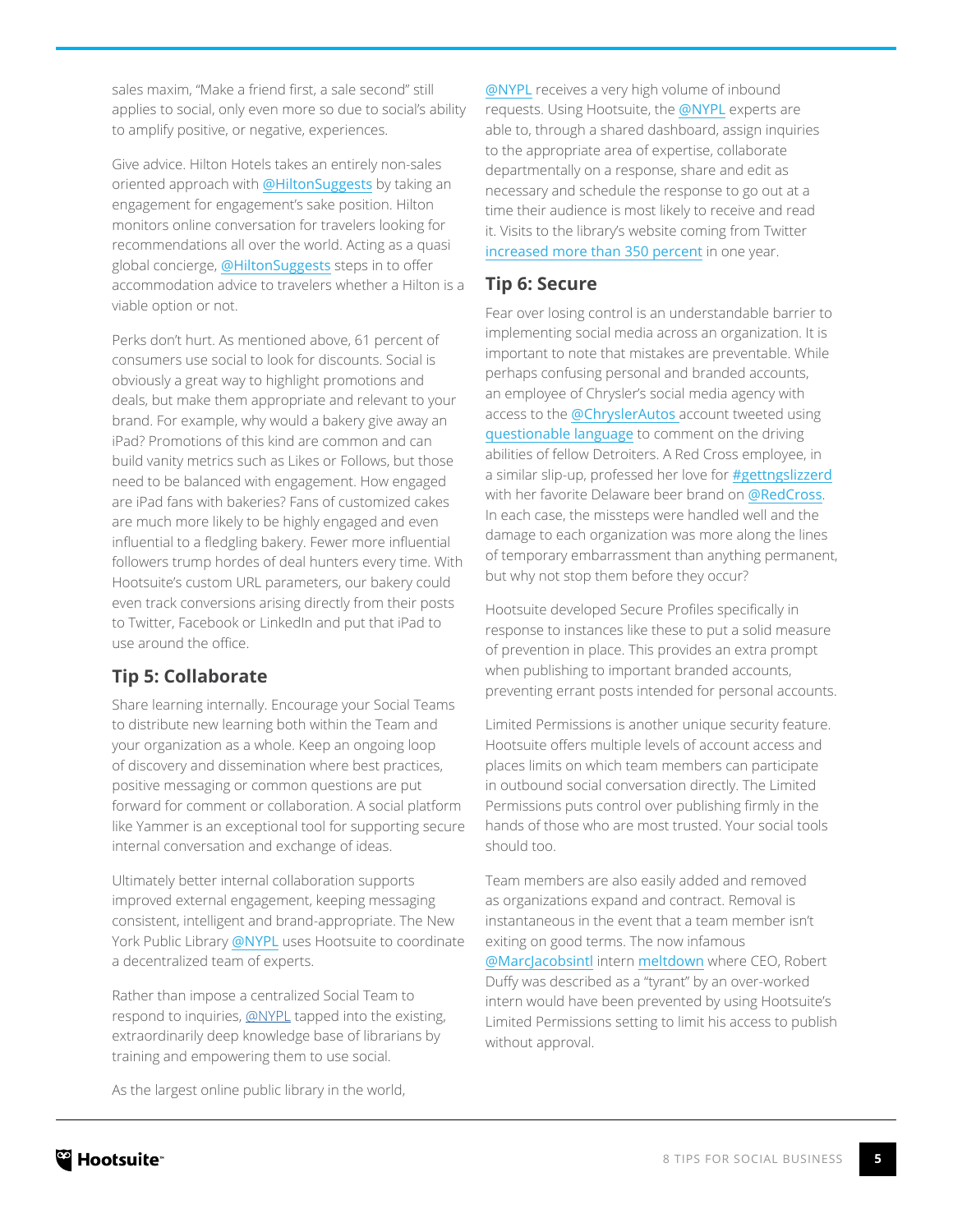sales maxim, "Make a friend first, a sale second" still applies to social, only even more so due to social's ability to amplify positive, or negative, experiences.

Give advice. Hilton Hotels takes an entirely non-sales oriented approach with @HiltonSuggests by taking an engagement for engagement's sake position. Hilton monitors online conversation for travelers looking for recommendations all over the world. Acting as a quasi global concierge, @HiltonSuggests steps in to offer accommodation advice to travelers whether a Hilton is a viable option or not.

Perks don't hurt. As mentioned above, 61 percent of consumers use social to look for discounts. Social is obviously a great way to highlight promotions and deals, but make them appropriate and relevant to your brand. For example, why would a bakery give away an iPad? Promotions of this kind are common and can build vanity metrics such as Likes or Follows, but those need to be balanced with engagement. How engaged are iPad fans with bakeries? Fans of customized cakes are much more likely to be highly engaged and even influential to a fledgling bakery. Fewer more influential followers trump hordes of deal hunters every time. With Hootsuite's custom URL parameters, our bakery could even track conversions arising directly from their posts to Twitter, Facebook or LinkedIn and put that iPad to use around the office.

## Tip 5: Collaborate

Share learning internally. Encourage your Social Teams to distribute new learning both within the Team and your organization as a whole. Keep an ongoing loop of discovery and dissemination where best practices, positive messaging or common questions are put forward for comment or collaboration. A social platform like Yammer is an exceptional tool for supporting secure internal conversation and exchange of ideas.

Ultimately better internal collaboration supports improved external engagement, keeping messaging consistent, intelligent and brand-appropriate. The New York Public Library @NYPL uses Hootsuite to coordinate a decentralized team of experts.

Rather than impose a centralized Social Team to respond to inquiries, @NYPL tapped into the existing, extraordinarily deep knowledge base of librarians by training and empowering them to use social.

As the largest online public library in the world, @NYPL receives a very high volume of inbound requests. Using Hootsuite, the @NYPL experts are able to, through a shared dashboard, assign inquiries to the appropriate area of expertise, collaborate departmentally on a response, share and edit as necessary and schedule the response to go out at a time their audience is most likely to receive and read it. Visits to the library's website coming from Twitter increased more than 350 percent in one year.

## Tip 6: Secure

Fear over losing control is an understandable barrier to implementing social media across an organization. It is important to note that mistakes are preventable. While perhaps confusing personal and branded accounts, an employee of Chrysler's social media agency with access to the @ChryslerAutos account tweeted using questionable language to comment on the driving abilities of fellow Detroiters. A Red Cross employee, in a similar slip-up, professed her love for #gettngslizzerd with her favorite Delaware beer brand on @RedCross. In each case, the missteps were handled well and the damage to each organization was more along the lines of temporary embarrassment than anything permanent, but why not stop them before they occur?

Hootsuite developed Secure Profiles specifically in response to instances like these to put a solid measure of prevention in place. This provides an extra prompt when publishing to important branded accounts, preventing errant posts intended for personal accounts.

Limited Permissions is another unique security feature. Hootsuite offers multiple levels of account access and places limits on which team members can participate in outbound social conversation directly. The Limited Permissions puts control over publishing firmly in the hands of those who are most trusted. Your social tools should too.

Team members are also easily added and removed as organizations expand and contract. Removal is instantaneous in the event that a team member isn't exiting on good terms. The now infamous @MarcJacobsintl intern meltdown where CEO, Robert Duffy was described as a "tyrant" by an over-worked intern would have been prevented by using Hootsuite's Limited Permissions setting to limit his access to publish without approval.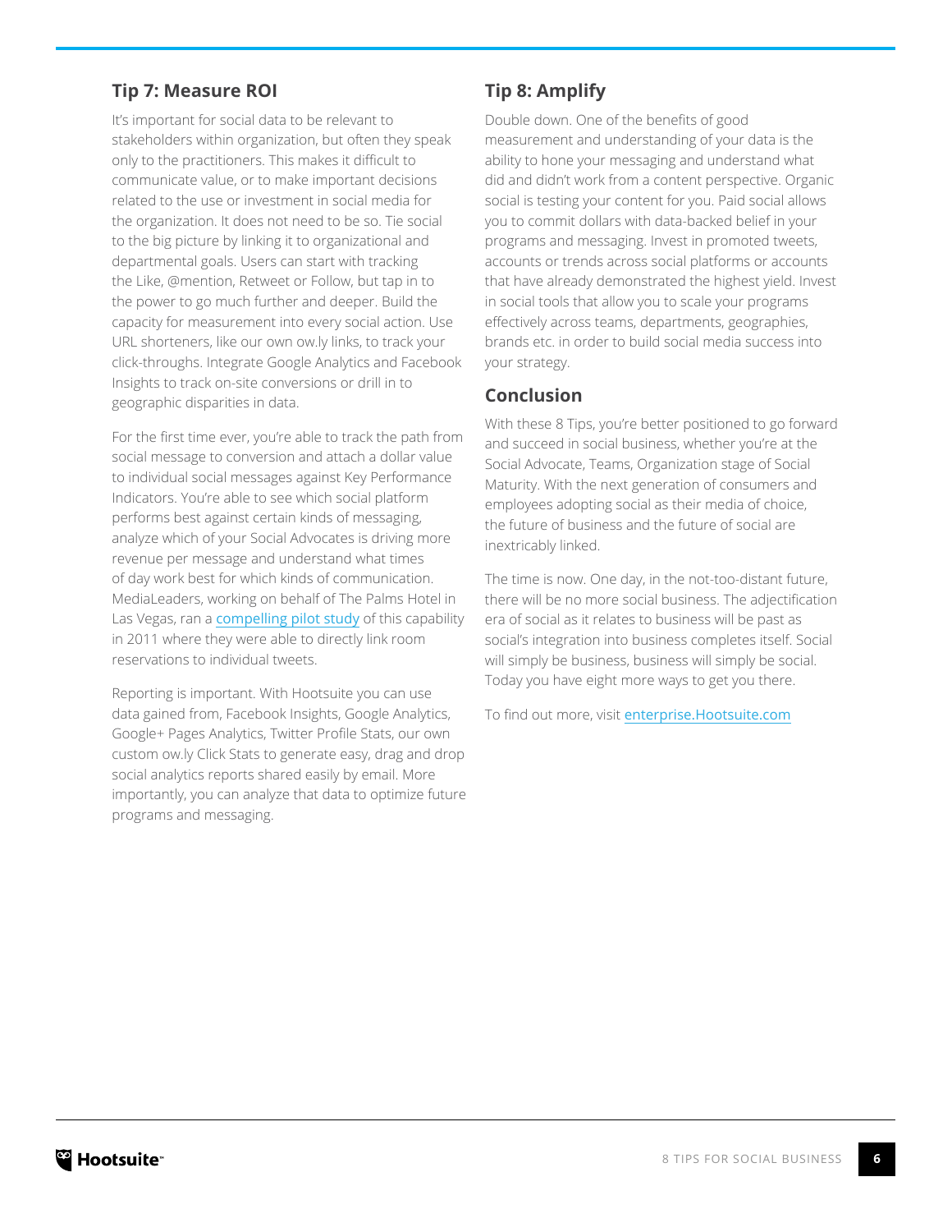## Tip 7: Measure ROI

It's important for social data to be relevant to stakeholders within organization, but often they speak only to the practitioners. This makes it difficult to communicate value, or to make important decisions related to the use or investment in social media for the organization. It does not need to be so. Tie social to the big picture by linking it to organizational and departmental goals. Users can start with tracking the Like, @mention, Retweet or Follow, but tap in to the power to go much further and deeper. Build the capacity for measurement into every social action. Use URL shorteners, like our own ow.ly links, to track your click-throughs. Integrate Google Analytics and Facebook Insights to track on-site conversions or drill in to geographic disparities in data.

For the first time ever, you're able to track the path from social message to conversion and attach a dollar value to individual social messages against Key Performance Indicators. You're able to see which social platform performs best against certain kinds of messaging, analyze which of your Social Advocates is driving more revenue per message and understand what times of day work best for which kinds of communication. MediaLeaders, working on behalf of The Palms Hotel in Las Vegas, ran a compelling pilot study of this capability in 2011 where they were able to directly link room reservations to individual tweets.

Reporting is important. With Hootsuite you can use data gained from, Facebook Insights, Google Analytics, Google+ Pages Analytics, Twitter Profile Stats, our own custom ow.ly Click Stats to generate easy, drag and drop social analytics reports shared easily by email. More importantly, you can analyze that data to optimize future programs and messaging.

## Tip 8: Amplify

Double down. One of the benefits of good measurement and understanding of your data is the ability to hone your messaging and understand what did and didn't work from a content perspective. Organic social is testing your content for you. Paid social allows you to commit dollars with data-backed belief in your programs and messaging. Invest in promoted tweets, accounts or trends across social platforms or accounts that have already demonstrated the highest yield. Invest in social tools that allow you to scale your programs effectively across teams, departments, geographies, brands etc. in order to build social media success into your strategy.

## Conclusion

With these 8 Tips, you're better positioned to go forward and succeed in social business, whether you're at the Social Advocate, Teams, Organization stage of Social Maturity. With the next generation of consumers and employees adopting social as their media of choice, the future of business and the future of social are inextricably linked.

The time is now. One day, in the not-too-distant future, there will be no more social business. The adjectification era of social as it relates to business will be past as social's integration into business completes itself. Social will simply be business, business will simply be social. Today you have eight more ways to get you there.

To find out more, visit enterprise.Hootsuite.com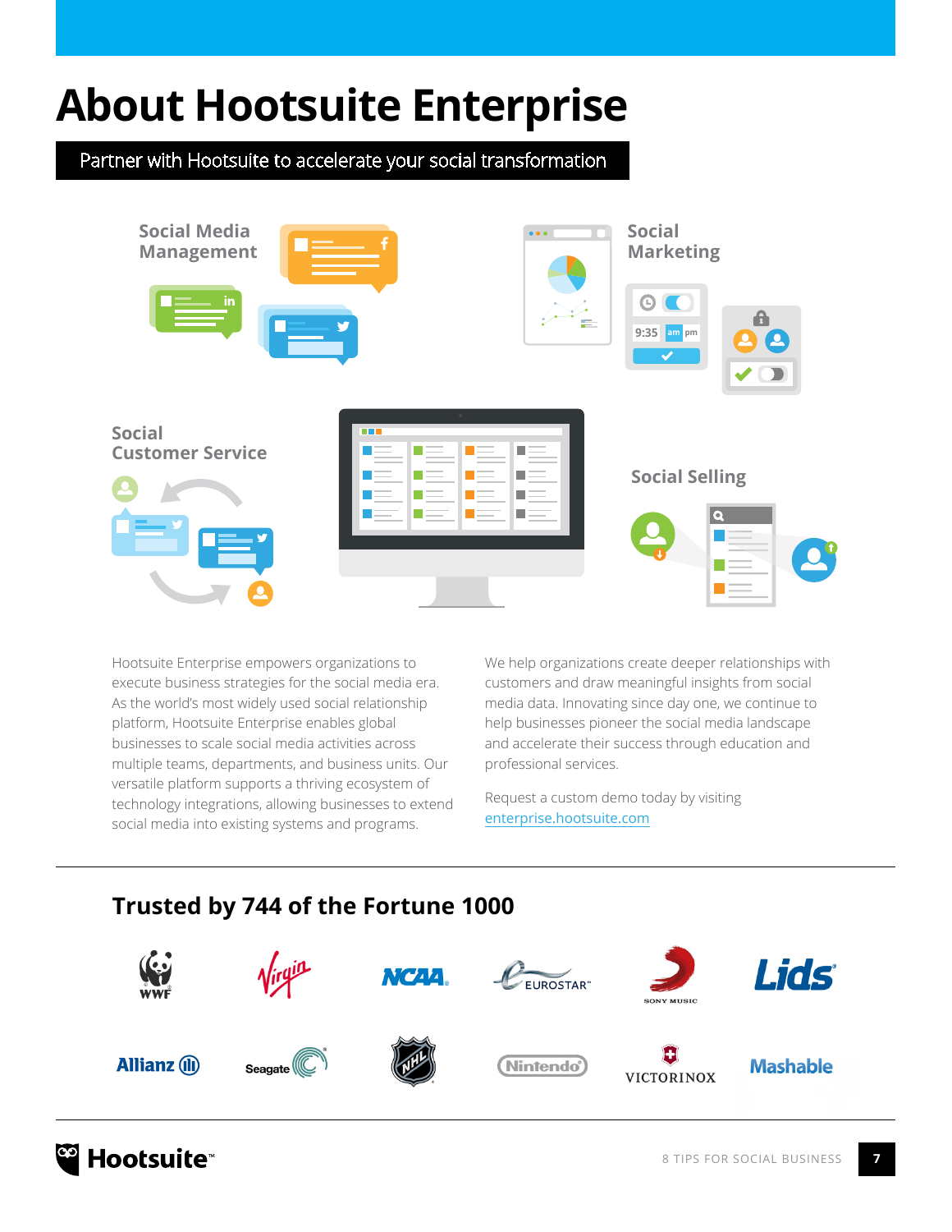# About Hootsuite Enterprise

Partner with Hootsuite to accelerate your social transformation

Social Media Management

Social Marketing

Social Customer Service

Social Selling

Hootsuite Enterprise empowers organizations to execute business strategies for the social media era. As the world's most widely used social relationship platform, Hootsuite Enterprise enables global businesses to scale social media activities across multiple teams, departments, and business units. Our versatile platform supports a thriving ecosystem of technology integrations, allowing businesses to extend social media into existing systems and programs.

We help organizations create deeper relationships with customers and draw meaningful insights from social media data. Innovating since day one, we continue to help businesses pioneer the social media landscape and accelerate their success through education and professional services.

Request a custom demo today by visiting [enterprise.hootsuite.com](enterprise.hootsuite.com)

## Trusted by 744 of the Fortune 1000